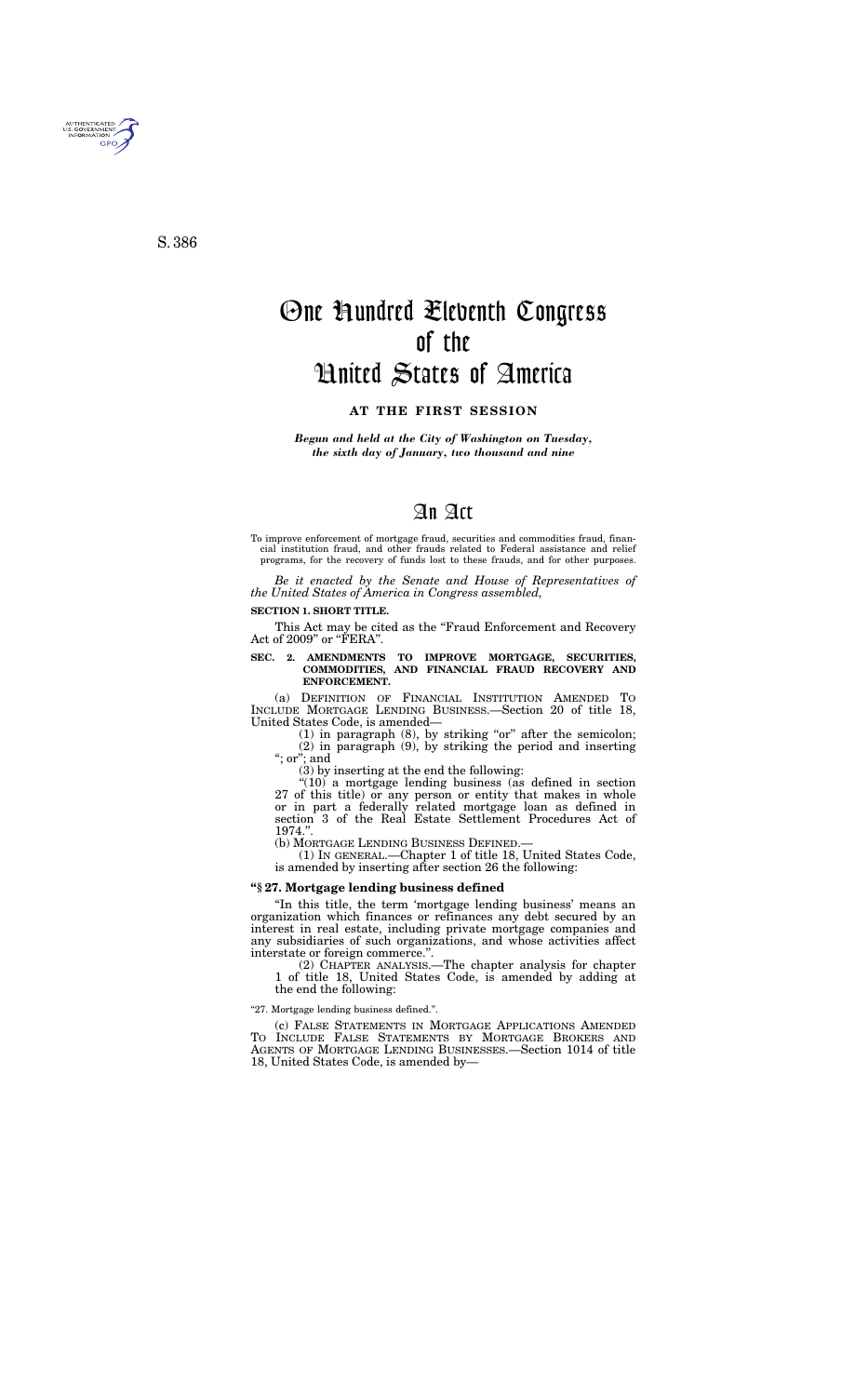S. 386

# One Hundred Eleventh Congress of the United States of America

**AT THE FIRST SESSION**

*Begun and held at the City of Washington on Tuesday, the sixth day of January, two thousand and nine*

# An Act

To improve enforcement of mortgage fraud, securities and commodities fraud, financial institution fraud, and other frauds related to Federal assistance and relief programs, for the recovery of funds lost to these frauds, and for other purposes.

*Be it enacted by the Senate and House of Representatives of the United States of America in Congress assembled,*

**SECTION 1. SHORT TITLE.**

This Act may be cited as the "Fraud Enforcement and Recovery Act of 2009" or "FERA".

**SEC. 2. AMENDMENTS TO IMPROVE MORTGAGE, SECURITIES, COMMODITIES, AND FINANCIAL FRAUD RECOVERY AND ENFORCEMENT.**

(a) DEFINITION OF FINANCIAL INSTITUTION AMENDED TO INCLUDE MORTGAGE LENDING BUSINESS.—Section 20 of title 18, United States Code, is amended—

(1) in paragraph (8), by striking "or" after the semicolon;

(2) in paragraph (9), by striking the period and inserting "; or"; and

(3) by inserting at the end the following:

"(10) a mortgage lending business (as defined in section 27 of this title) or any person or entity that makes in whole or in part a federally related mortgage loan as defined in section 3 of the Real Estate Settlement Procedures Act of 1974.".

(b) MORTGAGE LENDING BUSINESS DEFINED.—

(1) IN GENERAL.—Chapter 1 of title 18, United States Code, is amended by inserting after section 26 the following:

**"§ 27. Mortgage lending business defined**

"In this title, the term 'mortgage lending business' means an organization which finances or refinances any debt secured by an interest in real estate, including private mortgage companies and any subsidiaries of such organizations, and whose activities affect interstate or foreign commerce.".

(2) CHAPTER ANALYSIS.—The chapter analysis for chapter 1 of title 18, United States Code, is amended by adding at the end the following:

"27. Mortgage lending business defined.".

(c) FALSE STATEMENTS IN MORTGAGE APPLICATIONS AMENDED TO INCLUDE FALSE STATEMENTS BY MORTGAGE BROKERS AND AGENTS OF MORTGAGE LENDING BUSINESSES.—Section 1014 of title 18, United States Code, is amended by—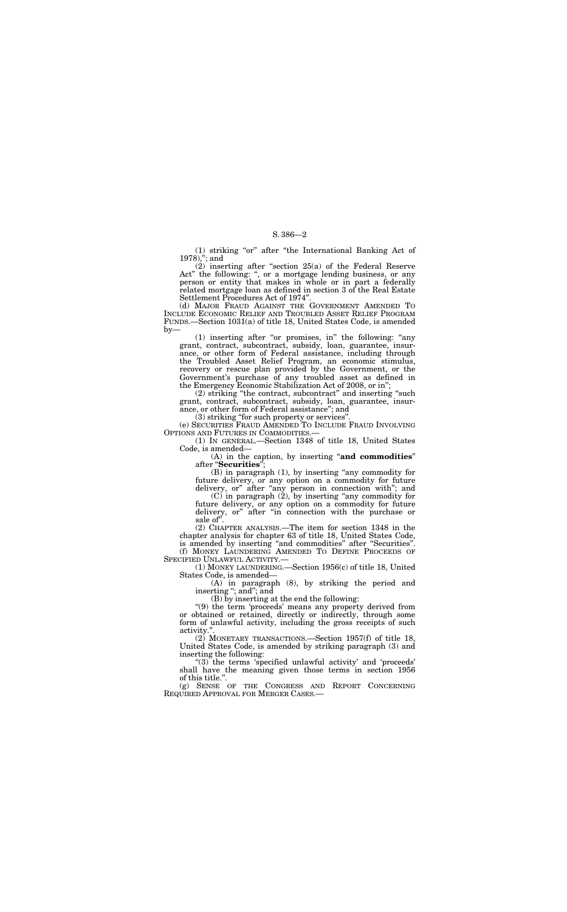(1) striking "or" after "the International Banking Act of 1978),"; and

(2) inserting after "section 25(a) of the Federal Reserve Act" the following: ", or a mortgage lending business, or any person or entity that makes in whole or in part a federally related mortgage loan as defined in section 3 of the Real Estate Settlement Procedures Act of 1974".

(d) MAJOR FRAUD AGAINST THE GOVERNMENT AMENDED TO INCLUDE ECONOMIC RELIEF AND TROUBLED ASSET RELIEF PROGRAM FUNDS.—Section 1031(a) of title 18, United States Code, is amended by—

(1) inserting after "or promises, in" the following: "any grant, contract, subcontract, subsidy, loan, guarantee, insurance, or other form of Federal assistance, including through the Troubled Asset Relief Program, an economic stimulus, recovery or rescue plan provided by the Government, or the Government's purchase of any troubled asset as defined in the Emergency Economic Stabilization Act of 2008, or in";

(2) striking "the contract, subcontract" and inserting "such grant, contract, subcontract, subsidy, loan, guarantee, insurance, or other form of Federal assistance"; and

(3) striking "for such property or services".

(e) SECURITIES FRAUD AMENDED TO INCLUDE FRAUD INVOLVING OPTIONS AND FUTURES IN COMMODITIES.—

(1) IN GENERAL.—Section 1348 of title 18, United States Code, is amended—

(A) in the caption, by inserting "**and commodities**" after "**Securities**";

(B) in paragraph (1), by inserting "any commodity for future delivery, or any option on a commodity for future delivery, or" after "any person in connection with"; and

(C) in paragraph (2), by inserting "any commodity for future delivery, or any option on a commodity for future delivery, or" after "in connection with the purchase or sale of".

(2) CHAPTER ANALYSIS.—The item for section 1348 in the chapter analysis for chapter 63 of title 18, United States Code, is amended by inserting "and commodities" after "Securities".

(f) MONEY LAUNDERING AMENDED TO DEFINE PROCEEDS OF SPECIFIED UNLAWFUL ACTIVITY.—

(1) MONEY LAUNDERING.—Section 1956(c) of title 18, United States Code, is amended—

(A) in paragraph (8), by striking the period and inserting "; and"; and

(B) by inserting at the end the following:

"(9) the term 'proceeds' means any property derived from or obtained or retained, directly or indirectly, through some form of unlawful activity, including the gross receipts of such activity.".

(2) MONETARY TRANSACTIONS.—Section 1957(f) of title 18, United States Code, is amended by striking paragraph (3) and inserting the following:

"(3) the terms 'specified unlawful activity' and 'proceeds' shall have the meaning given those terms in section 1956 of this title.".

(g) SENSE OF THE CONGRESS AND REPORT CONCERNING REQUIRED APPROVAL FOR MERGER CASES.—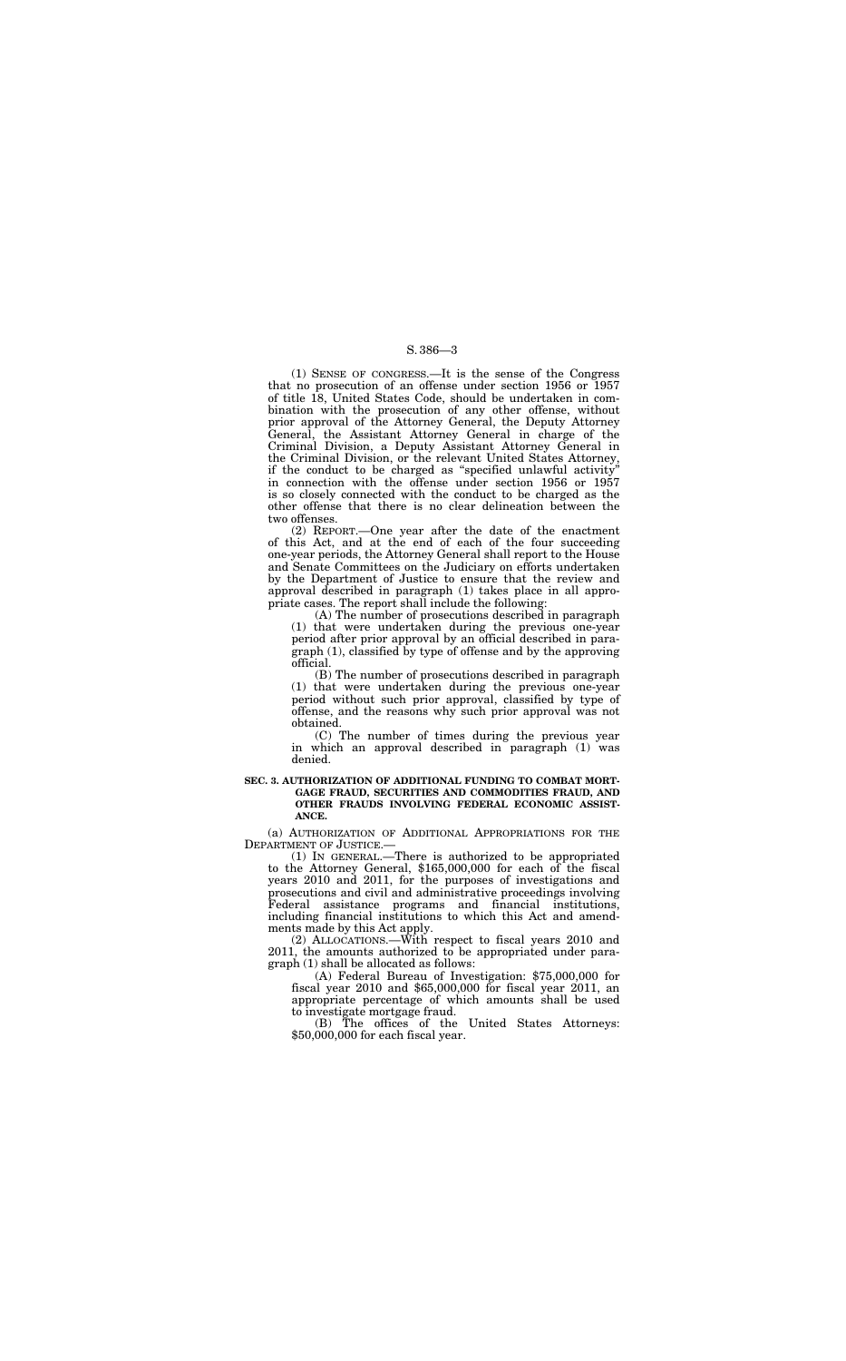(1) SENSE OF CONGRESS.—It is the sense of the Congress that no prosecution of an offense under section 1956 or 1957 of title 18, United States Code, should be undertaken in combination with the prosecution of any other offense, without prior approval of the Attorney General, the Deputy Attorney General, the Assistant Attorney General in charge of the Criminal Division, a Deputy Assistant Attorney General in the Criminal Division, or the relevant United States Attorney, if the conduct to be charged as "specified unlawful activity" in connection with the offense under section 1956 or 1957 is so closely connected with the conduct to be charged as the other offense that there is no clear delineation between the two offenses.

(2) REPORT.—One year after the date of the enactment of this Act, and at the end of each of the four succeeding one-year periods, the Attorney General shall report to the House and Senate Committees on the Judiciary on efforts undertaken by the Department of Justice to ensure that the review and approval described in paragraph (1) takes place in all appropriate cases. The report shall include the following:

(A) The number of prosecutions described in paragraph (1) that were undertaken during the previous one-year period after prior approval by an official described in paragraph (1), classified by type of offense and by the approving official.

(B) The number of prosecutions described in paragraph (1) that were undertaken during the previous one-year period without such prior approval, classified by type of offense, and the reasons why such prior approval was not obtained.

(C) The number of times during the previous year in which an approval described in paragraph (1) was denied.

**SEC. 3. AUTHORIZATION OF ADDITIONAL FUNDING TO COMBAT MORTGAGE FRAUD, SECURITIES AND COMMODITIES FRAUD, AND OTHER FRAUDS INVOLVING FEDERAL ECONOMIC ASSISTANCE.**

(a) AUTHORIZATION OF ADDITIONAL APPROPRIATIONS FOR THE DEPARTMENT OF JUSTICE.—

(1) IN GENERAL.—There is authorized to be appropriated to the Attorney General, $165,000,000 for each of the fiscal years 2010 and 2011, for the purposes of investigations and prosecutions and civil and administrative proceedings involving Federal assistance programs and financial institutions, including financial institutions to which this Act and amendments made by this Act apply.

(2) ALLOCATIONS.—With respect to fiscal years 2010 and 2011, the amounts authorized to be appropriated under paragraph (1) shall be allocated as follows:

(A) Federal Bureau of Investigation: $75,000,000 for fiscal year 2010 and $65,000,000 for fiscal year 2011, an appropriate percentage of which amounts shall be used to investigate mortgage fraud.

(B) The offices of the United States Attorneys: $50,000,000 for each fiscal year.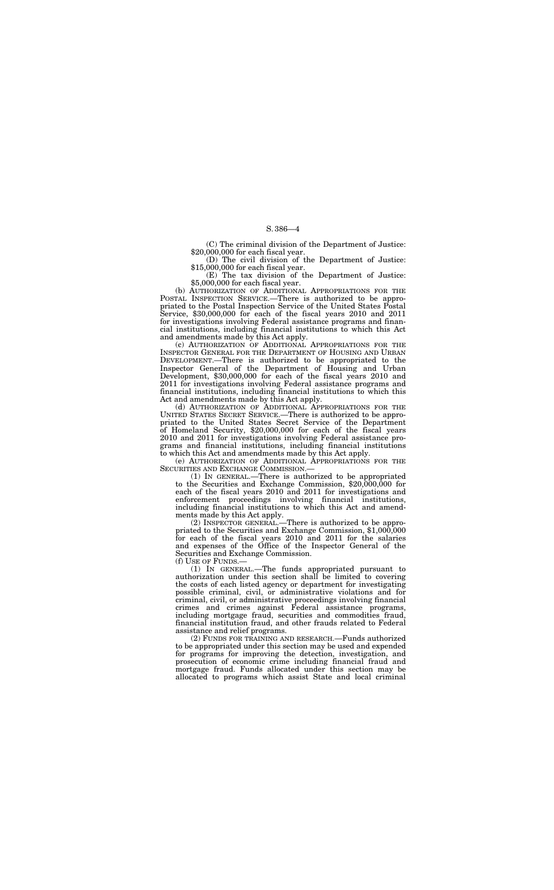(C) The criminal division of the Department of Justice: $20,000,000 for each fiscal year.

(D) The civil division of the Department of Justice: $15,000,000 for each fiscal year.

(E) The tax division of the Department of Justice: $5,000,000 for each fiscal year.

(b) AUTHORIZATION OF ADDITIONAL APPROPRIATIONS FOR THE POSTAL INSPECTION SERVICE.—There is authorized to be appropriated to the Postal Inspection Service of the United States Postal Service, $30,000,000 for each of the fiscal years 2010 and 2011 for investigations involving Federal assistance programs and financial institutions, including financial institutions to which this Act and amendments made by this Act apply.

(c) AUTHORIZATION OF ADDITIONAL APPROPRIATIONS FOR THE INSPECTOR GENERAL FOR THE DEPARTMENT OF HOUSING AND URBAN DEVELOPMENT.—There is authorized to be appropriated to the Inspector General of the Department of Housing and Urban Development, $30,000,000 for each of the fiscal years 2010 and 2011 for investigations involving Federal assistance programs and financial institutions, including financial institutions to which this Act and amendments made by this Act apply.

(d) AUTHORIZATION OF ADDITIONAL APPROPRIATIONS FOR THE UNITED STATES SECRET SERVICE.—There is authorized to be appropriated to the United States Secret Service of the Department of Homeland Security, $20,000,000 for each of the fiscal years 2010 and 2011 for investigations involving Federal assistance programs and financial institutions, including financial institutions to which this Act and amendments made by this Act apply.

(e) AUTHORIZATION OF ADDITIONAL APPROPRIATIONS FOR THE SECURITIES AND EXCHANGE COMMISSION.—

(1) IN GENERAL.—There is authorized to be appropriated to the Securities and Exchange Commission, $20,000,000 for each of the fiscal years 2010 and 2011 for investigations and enforcement proceedings involving financial institutions, including financial institutions to which this Act and amendments made by this Act apply.

(2) INSPECTOR GENERAL.—There is authorized to be appropriated to the Securities and Exchange Commission, $1,000,000 for each of the fiscal years 2010 and 2011 for the salaries and expenses of the Office of the Inspector General of the Securities and Exchange Commission.

(f) USE OF FUNDS.—

(1) IN GENERAL.—The funds appropriated pursuant to authorization under this section shall be limited to covering the costs of each listed agency or department for investigating possible criminal, civil, or administrative violations and for criminal, civil, or administrative proceedings involving financial crimes and crimes against Federal assistance programs, including mortgage fraud, securities and commodities fraud, financial institution fraud, and other frauds related to Federal assistance and relief programs.

(2) FUNDS FOR TRAINING AND RESEARCH.—Funds authorized to be appropriated under this section may be used and expended for programs for improving the detection, investigation, and prosecution of economic crime including financial fraud and mortgage fraud. Funds allocated under this section may be allocated to programs which assist State and local criminal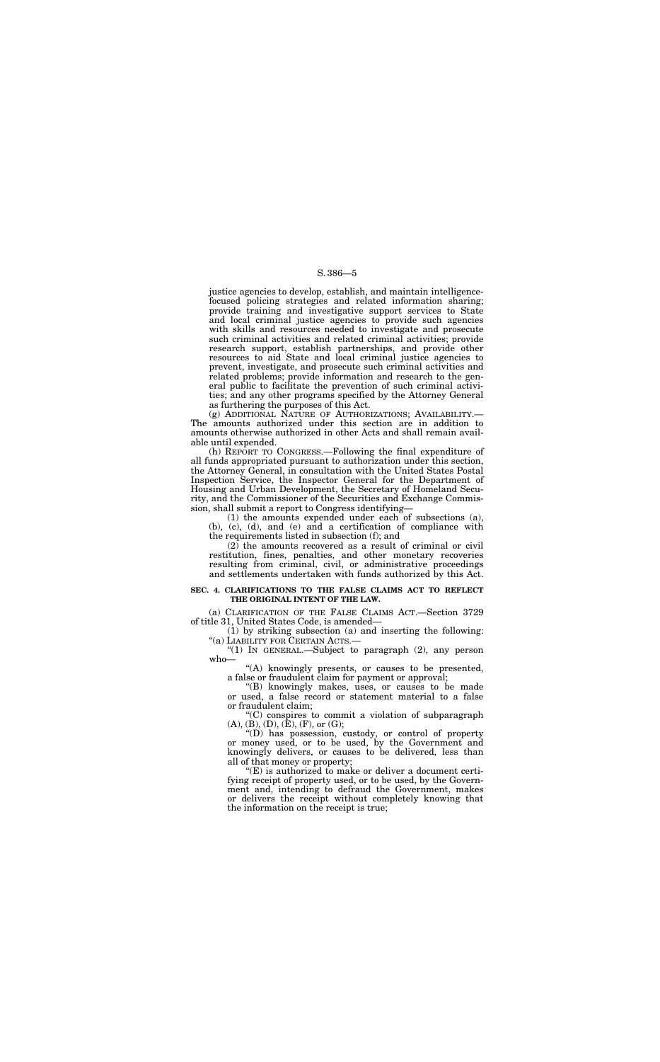justice agencies to develop, establish, and maintain intelligence-focused policing strategies and related information sharing; provide training and investigative support services to State and local criminal justice agencies to provide such agencies with skills and resources needed to investigate and prosecute such criminal activities and related criminal activities; provide research support, establish partnerships, and provide other resources to aid State and local criminal justice agencies to prevent, investigate, and prosecute such criminal activities and related problems; provide information and research to the general public to facilitate the prevention of such criminal activities; and any other programs specified by the Attorney General as furthering the purposes of this Act.

(g) ADDITIONAL NATURE OF AUTHORIZATIONS; AVAILABILITY.—The amounts authorized under this section are in addition to amounts otherwise authorized in other Acts and shall remain available until expended.

(h) REPORT TO CONGRESS.—Following the final expenditure of all funds appropriated pursuant to authorization under this section, the Attorney General, in consultation with the United States Postal Inspection Service, the Inspector General for the Department of Housing and Urban Development, the Secretary of Homeland Security, and the Commissioner of the Securities and Exchange Commission, shall submit a report to Congress identifying—

(1) the amounts expended under each of subsections (a), (b), (c), (d), and (e) and a certification of compliance with the requirements listed in subsection (f); and

(2) the amounts recovered as a result of criminal or civil restitution, fines, penalties, and other monetary recoveries resulting from criminal, civil, or administrative proceedings and settlements undertaken with funds authorized by this Act.

**SEC. 4. CLARIFICATIONS TO THE FALSE CLAIMS ACT TO REFLECT THE ORIGINAL INTENT OF THE LAW.**

(a) CLARIFICATION OF THE FALSE CLAIMS ACT.—Section 3729 of title 31, United States Code, is amended—

(1) by striking subsection (a) and inserting the following:

"(a) LIABILITY FOR CERTAIN ACTS.—

"(1) IN GENERAL.—Subject to paragraph (2), any person who—

"(A) knowingly presents, or causes to be presented, a false or fraudulent claim for payment or approval;

"(B) knowingly makes, uses, or causes to be made or used, a false record or statement material to a false or fraudulent claim;

"(C) conspires to commit a violation of subparagraph (A), (B), (D), (E), (F), or (G);

"(D) has possession, custody, or control of property or money used, or to be used, by the Government and knowingly delivers, or causes to be delivered, less than all of that money or property;

"(E) is authorized to make or deliver a document certifying receipt of property used, or to be used, by the Government and, intending to defraud the Government, makes or delivers the receipt without completely knowing that the information on the receipt is true;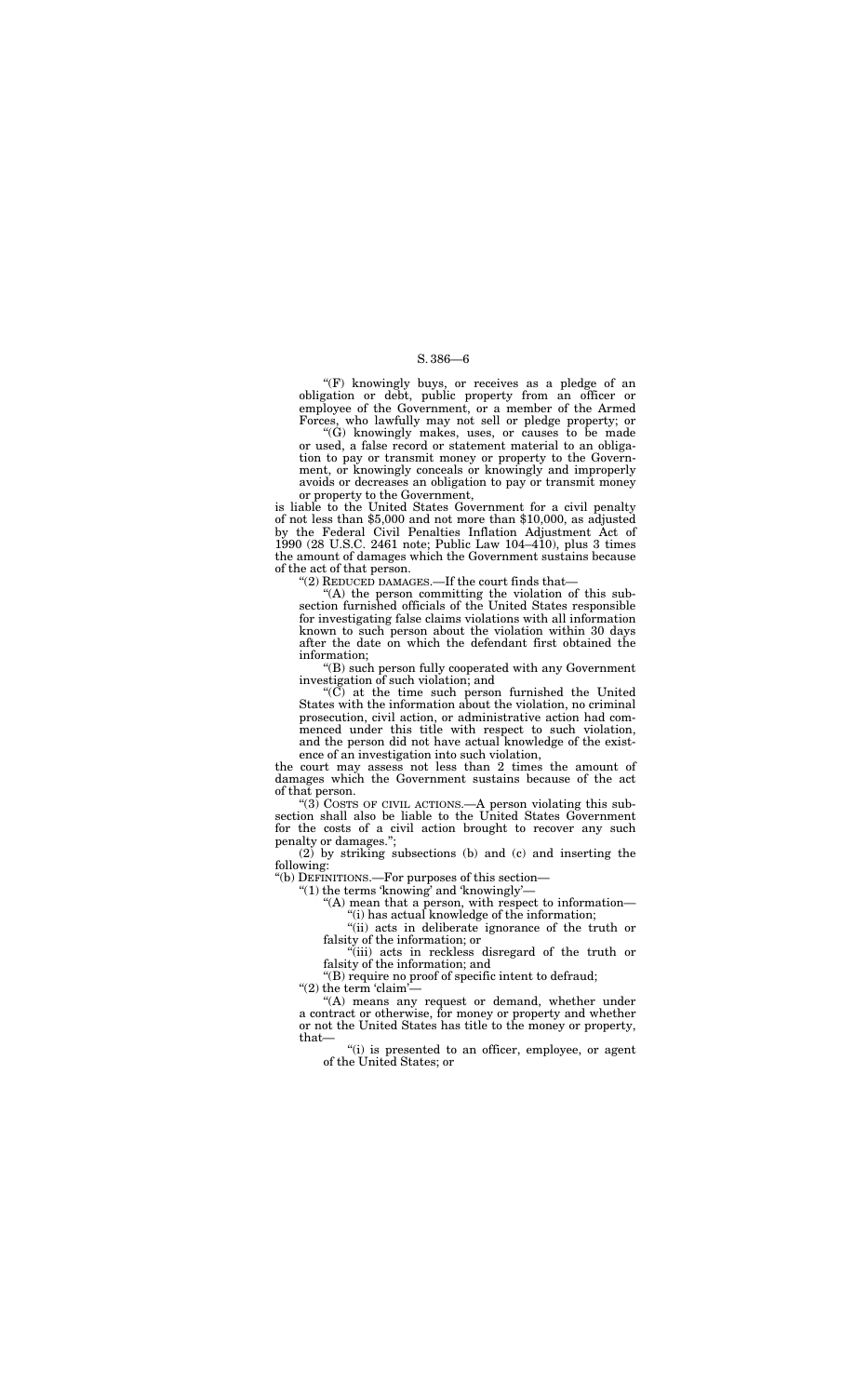"(F) knowingly buys, or receives as a pledge of an obligation or debt, public property from an officer or employee of the Government, or a member of the Armed Forces, who lawfully may not sell or pledge property; or

"(G) knowingly makes, uses, or causes to be made or used, a false record or statement material to an obligation to pay or transmit money or property to the Government, or knowingly conceals or knowingly and improperly avoids or decreases an obligation to pay or transmit money or property to the Government,

is liable to the United States Government for a civil penalty of not less than $5,000 and not more than $10,000, as adjusted by the Federal Civil Penalties Inflation Adjustment Act of 1990 (28 U.S.C. 2461 note; Public Law 104–410), plus 3 times the amount of damages which the Government sustains because of the act of that person.

"(2) REDUCED DAMAGES.—If the court finds that—

"(A) the person committing the violation of this subsection furnished officials of the United States responsible for investigating false claims violations with all information known to such person about the violation within 30 days after the date on which the defendant first obtained the information;

"(B) such person fully cooperated with any Government investigation of such violation; and

"(C) at the time such person furnished the United States with the information about the violation, no criminal prosecution, civil action, or administrative action had commenced under this title with respect to such violation, and the person did not have actual knowledge of the existence of an investigation into such violation,

the court may assess not less than 2 times the amount of damages which the Government sustains because of the act of that person.

"(3) COSTS OF CIVIL ACTIONS.—A person violating this subsection shall also be liable to the United States Government for the costs of a civil action brought to recover any such penalty or damages.";

(2) by striking subsections (b) and (c) and inserting the following:

"(b) DEFINITIONS.—For purposes of this section—

"(1) the terms 'knowing' and 'knowingly'—

"(A) mean that a person, with respect to information—

"(i) has actual knowledge of the information;

"(ii) acts in deliberate ignorance of the truth or falsity of the information; or

"(iii) acts in reckless disregard of the truth or falsity of the information; and

"(B) require no proof of specific intent to defraud;

"(2) the term 'claim'—

"(A) means any request or demand, whether under a contract or otherwise, for money or property and whether or not the United States has title to the money or property, that—

"(i) is presented to an officer, employee, or agent of the United States; or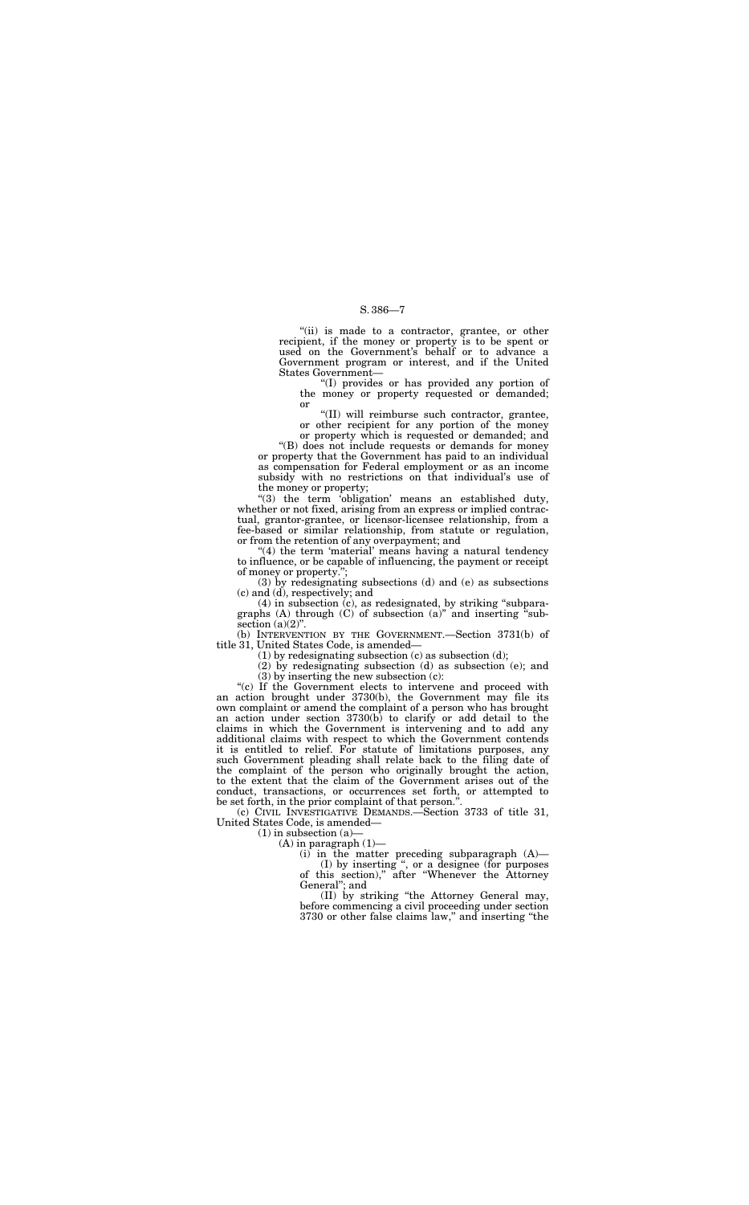"(ii) is made to a contractor, grantee, or other recipient, if the money or property is to be spent or used on the Government's behalf or to advance a Government program or interest, and if the United States Government—

"(I) provides or has provided any portion of the money or property requested or demanded; or

"(II) will reimburse such contractor, grantee, or other recipient for any portion of the money or property which is requested or demanded; and

"(B) does not include requests or demands for money or property that the Government has paid to an individual as compensation for Federal employment or as an income subsidy with no restrictions on that individual's use of the money or property;

"(3) the term 'obligation' means an established duty, whether or not fixed, arising from an express or implied contractual, grantor-grantee, or licensor-licensee relationship, from a fee-based or similar relationship, from statute or regulation, or from the retention of any overpayment; and

"(4) the term 'material' means having a natural tendency to influence, or be capable of influencing, the payment or receipt of money or property.";

(3) by redesignating subsections (d) and (e) as subsections (c) and (d), respectively; and

(4) in subsection (c), as redesignated, by striking "subparagraphs (A) through (C) of subsection (a)" and inserting "subsection (a)(2)".

(b) INTERVENTION BY THE GOVERNMENT.—Section 3731(b) of title 31, United States Code, is amended—

(1) by redesignating subsection (c) as subsection (d);

(2) by redesignating subsection (d) as subsection (e); and

(3) by inserting the new subsection (c):

"(c) If the Government elects to intervene and proceed with an action brought under 3730(b), the Government may file its own complaint or amend the complaint of a person who has brought an action under section 3730(b) to clarify or add detail to the claims in which the Government is intervening and to add any additional claims with respect to which the Government contends it is entitled to relief. For statute of limitations purposes, any such Government pleading shall relate back to the filing date of the complaint of the person who originally brought the action, to the extent that the claim of the Government arises out of the conduct, transactions, or occurrences set forth, or attempted to be set forth, in the prior complaint of that person.".

(c) CIVIL INVESTIGATIVE DEMANDS.—Section 3733 of title 31, United States Code, is amended—

(1) in subsection (a)—

(A) in paragraph (1)—

(i) in the matter preceding subparagraph (A)—

(I) by inserting ", or a designee (for purposes of this section)," after "Whenever the Attorney General"; and

(II) by striking "the Attorney General may, before commencing a civil proceeding under section 3730 or other false claims law," and inserting "the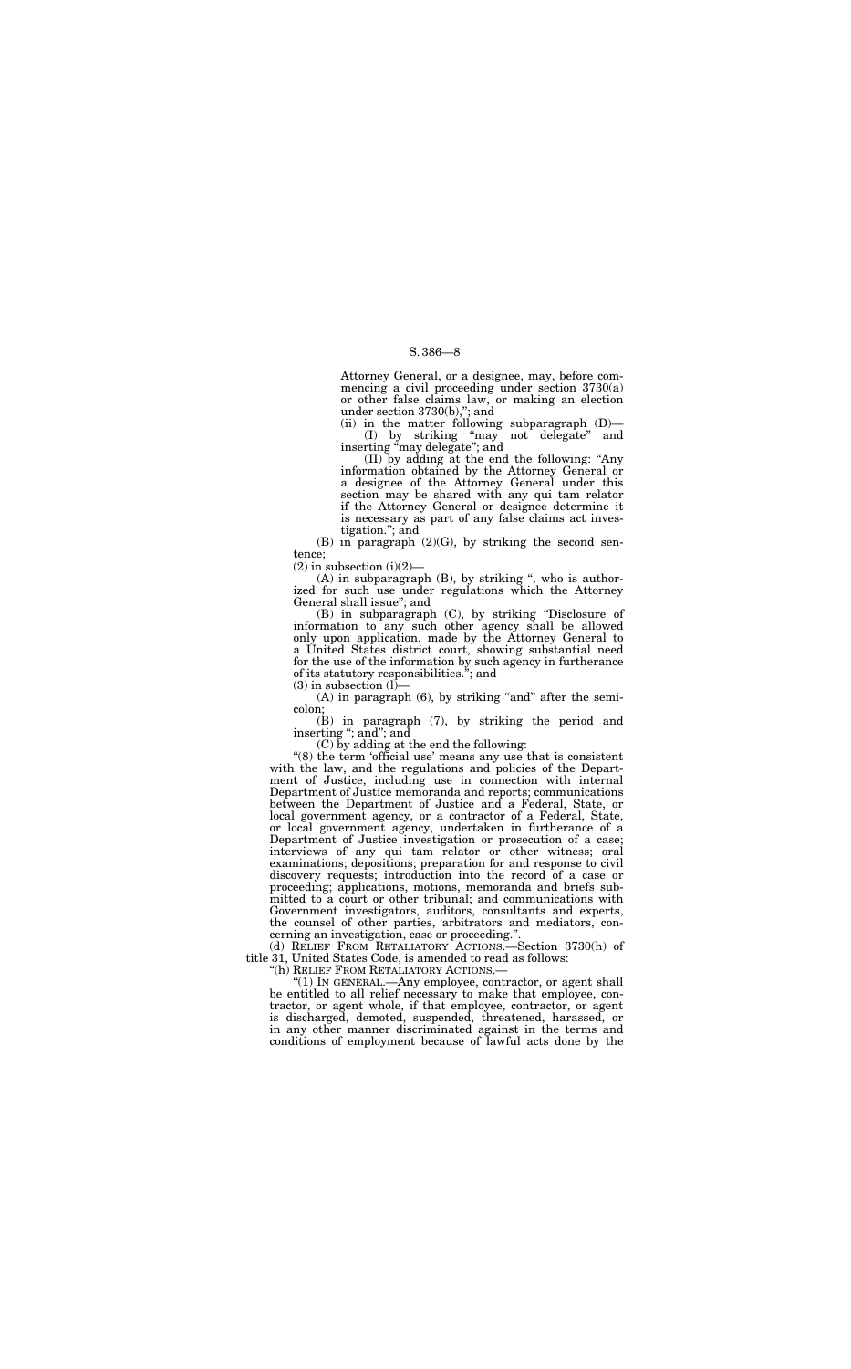Attorney General, or a designee, may, before commencing a civil proceeding under section 3730(a) or other false claims law, or making an election under section 3730(b),"; and

(ii) in the matter following subparagraph (D)—

(I) by striking "may not delegate" and inserting "may delegate"; and

(II) by adding at the end the following: "Any information obtained by the Attorney General or a designee of the Attorney General under this section may be shared with any qui tam relator if the Attorney General or designee determine it is necessary as part of any false claims act investigation."; and

(B) in paragraph (2)(G), by striking the second sentence;

(2) in subsection (i)(2)—

(A) in subparagraph (B), by striking ", who is authorized for such use under regulations which the Attorney General shall issue"; and

(B) in subparagraph (C), by striking "Disclosure of information to any such other agency shall be allowed only upon application, made by the Attorney General to a United States district court, showing substantial need for the use of the information by such agency in furtherance of its statutory responsibilities."; and

(3) in subsection (l)—

(A) in paragraph (6), by striking "and" after the semicolon;

(B) in paragraph (7), by striking the period and inserting "; and"; and

(C) by adding at the end the following:

"(8) the term 'official use' means any use that is consistent with the law, and the regulations and policies of the Department of Justice, including use in connection with internal Department of Justice memoranda and reports; communications between the Department of Justice and a Federal, State, or local government agency, or a contractor of a Federal, State, or local government agency, undertaken in furtherance of a Department of Justice investigation or prosecution of a case; interviews of any qui tam relator or other witness; oral examinations; depositions; preparation for and response to civil discovery requests; introduction into the record of a case or proceeding; applications, motions, memoranda and briefs submitted to a court or other tribunal; and communications with Government investigators, auditors, consultants and experts, the counsel of other parties, arbitrators and mediators, concerning an investigation, case or proceeding.".

(d) RELIEF FROM RETALIATORY ACTIONS.—Section 3730(h) of title 31, United States Code, is amended to read as follows:

"(h) RELIEF FROM RETALIATORY ACTIONS.—

"(1) IN GENERAL.—Any employee, contractor, or agent shall be entitled to all relief necessary to make that employee, contractor, or agent whole, if that employee, contractor, or agent is discharged, demoted, suspended, threatened, harassed, or in any other manner discriminated against in the terms and conditions of employment because of lawful acts done by the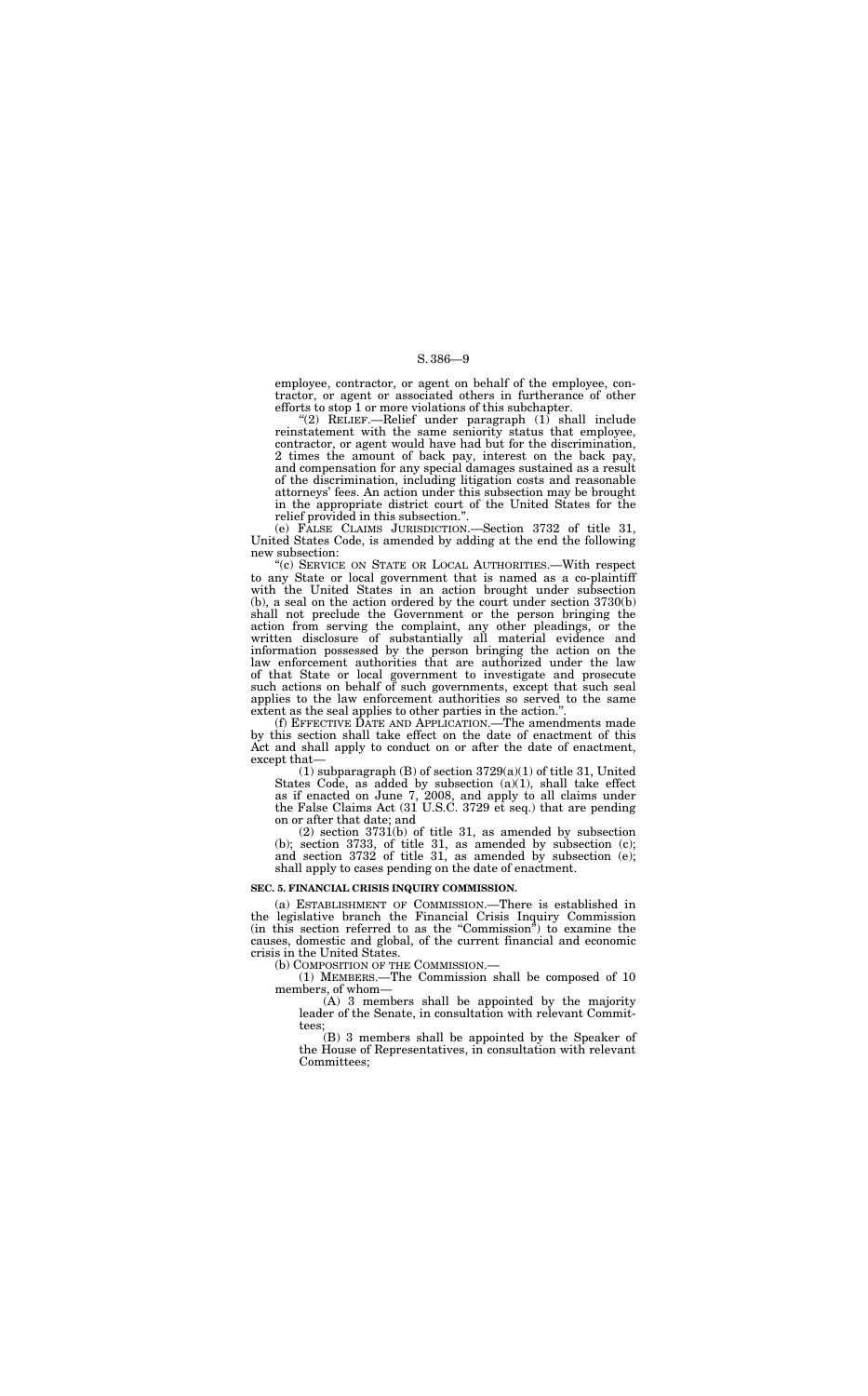employee, contractor, or agent on behalf of the employee, contractor, or agent or associated others in furtherance of other efforts to stop 1 or more violations of this subchapter.

"(2) RELIEF.—Relief under paragraph (1) shall include reinstatement with the same seniority status that employee, contractor, or agent would have had but for the discrimination, 2 times the amount of back pay, interest on the back pay, and compensation for any special damages sustained as a result of the discrimination, including litigation costs and reasonable attorneys' fees. An action under this subsection may be brought in the appropriate district court of the United States for the relief provided in this subsection.".

(e) FALSE CLAIMS JURISDICTION.—Section 3732 of title 31, United States Code, is amended by adding at the end the following new subsection:

"(c) SERVICE ON STATE OR LOCAL AUTHORITIES.—With respect to any State or local government that is named as a co-plaintiff with the United States in an action brought under subsection (b), a seal on the action ordered by the court under section 3730(b) shall not preclude the Government or the person bringing the action from serving the complaint, any other pleadings, or the written disclosure of substantially all material evidence and information possessed by the person bringing the action on the law enforcement authorities that are authorized under the law of that State or local government to investigate and prosecute such actions on behalf of such governments, except that such seal applies to the law enforcement authorities so served to the same extent as the seal applies to other parties in the action.".

(f) EFFECTIVE DATE AND APPLICATION.—The amendments made by this section shall take effect on the date of enactment of this Act and shall apply to conduct on or after the date of enactment, except that—

(1) subparagraph (B) of section 3729(a)(1) of title 31, United States Code, as added by subsection (a)(1), shall take effect as if enacted on June 7, 2008, and apply to all claims under the False Claims Act (31 U.S.C. 3729 et seq.) that are pending on or after that date; and

(2) section 3731(b) of title 31, as amended by subsection (b); section 3733, of title 31, as amended by subsection (c); and section 3732 of title 31, as amended by subsection (e); shall apply to cases pending on the date of enactment.

**SEC. 5. FINANCIAL CRISIS INQUIRY COMMISSION.**

(a) ESTABLISHMENT OF COMMISSION.—There is established in the legislative branch the Financial Crisis Inquiry Commission (in this section referred to as the "Commission") to examine the causes, domestic and global, of the current financial and economic crisis in the United States.

(b) COMPOSITION OF THE COMMISSION.—

(1) MEMBERS.—The Commission shall be composed of 10 members, of whom—

(A) 3 members shall be appointed by the majority leader of the Senate, in consultation with relevant Committees;

(B) 3 members shall be appointed by the Speaker of the House of Representatives, in consultation with relevant Committees;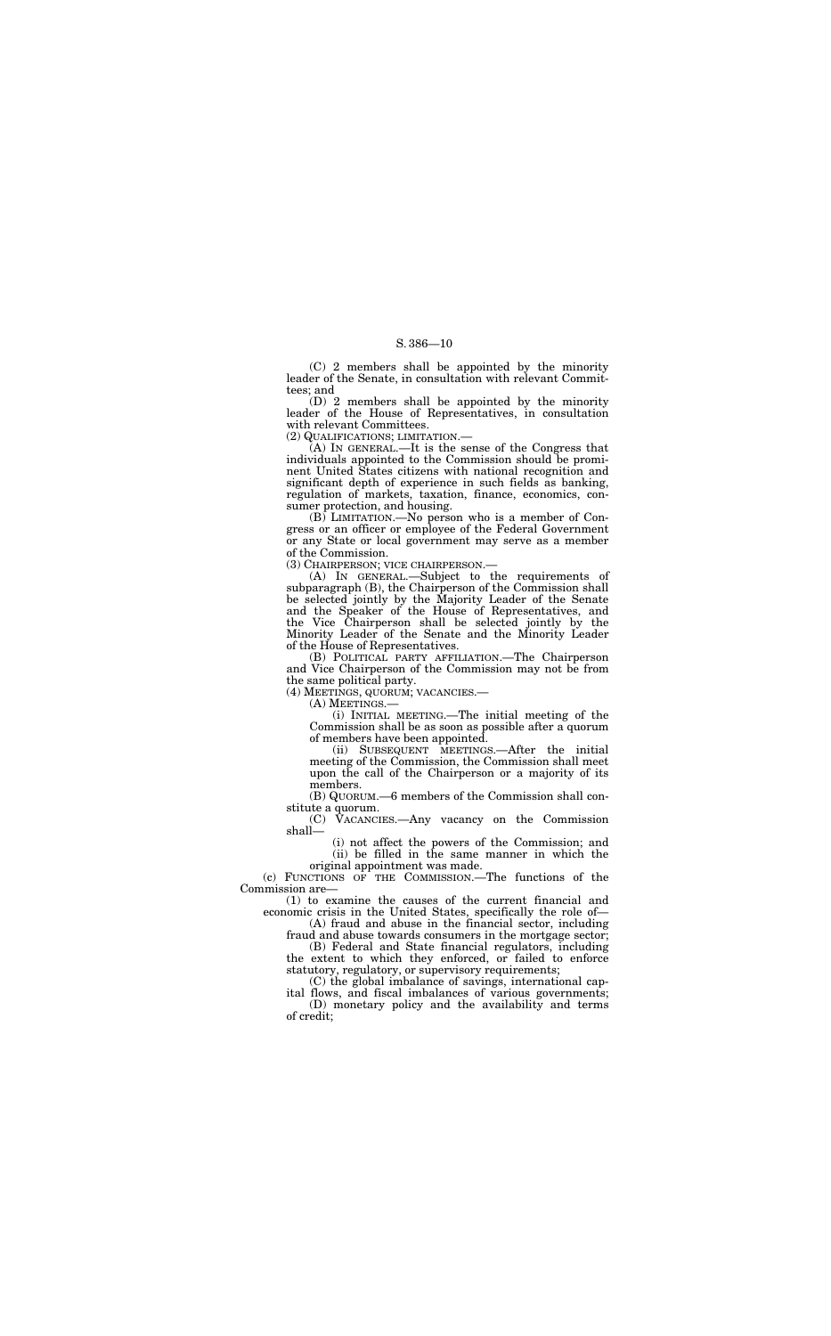(C) 2 members shall be appointed by the minority leader of the Senate, in consultation with relevant Committees; and

(D) 2 members shall be appointed by the minority leader of the House of Representatives, in consultation with relevant Committees.

(2) QUALIFICATIONS; LIMITATION.—

(A) IN GENERAL.—It is the sense of the Congress that individuals appointed to the Commission should be prominent United States citizens with national recognition and significant depth of experience in such fields as banking, regulation of markets, taxation, finance, economics, consumer protection, and housing.

(B) LIMITATION.—No person who is a member of Congress or an officer or employee of the Federal Government or any State or local government may serve as a member of the Commission.

(3) CHAIRPERSON; VICE CHAIRPERSON.—

(A) IN GENERAL.—Subject to the requirements of subparagraph (B), the Chairperson of the Commission shall be selected jointly by the Majority Leader of the Senate and the Speaker of the House of Representatives, and the Vice Chairperson shall be selected jointly by the Minority Leader of the Senate and the Minority Leader of the House of Representatives.

(B) POLITICAL PARTY AFFILIATION.—The Chairperson and Vice Chairperson of the Commission may not be from the same political party.

(4) MEETINGS, QUORUM; VACANCIES.—

(A) MEETINGS.—

(i) INITIAL MEETING.—The initial meeting of the Commission shall be as soon as possible after a quorum of members have been appointed.

(ii) SUBSEQUENT MEETINGS.—After the initial meeting of the Commission, the Commission shall meet upon the call of the Chairperson or a majority of its members.

(B) QUORUM.—6 members of the Commission shall constitute a quorum.

(C) VACANCIES.—Any vacancy on the Commission shall—

(i) not affect the powers of the Commission; and

(ii) be filled in the same manner in which the original appointment was made.

(c) FUNCTIONS OF THE COMMISSION.—The functions of the Commission are—

(1) to examine the causes of the current financial and economic crisis in the United States, specifically the role of—

(A) fraud and abuse in the financial sector, including fraud and abuse towards consumers in the mortgage sector;

(B) Federal and State financial regulators, including the extent to which they enforced, or failed to enforce statutory, regulatory, or supervisory requirements;

(C) the global imbalance of savings, international capital flows, and fiscal imbalances of various governments;

(D) monetary policy and the availability and terms of credit;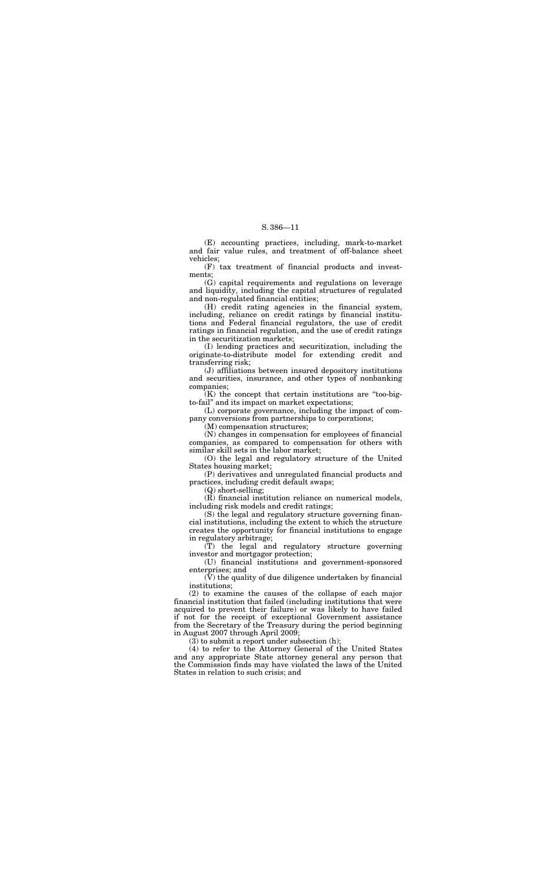(E) accounting practices, including, mark-to-market and fair value rules, and treatment of off-balance sheet vehicles;

(F) tax treatment of financial products and investments;

(G) capital requirements and regulations on leverage and liquidity, including the capital structures of regulated and non-regulated financial entities;

(H) credit rating agencies in the financial system, including, reliance on credit ratings by financial institutions and Federal financial regulators, the use of credit ratings in financial regulation, and the use of credit ratings in the securitization markets;

(I) lending practices and securitization, including the originate-to-distribute model for extending credit and transferring risk;

(J) affiliations between insured depository institutions and securities, insurance, and other types of nonbanking companies;

(K) the concept that certain institutions are "too-big-to-fail" and its impact on market expectations;

(L) corporate governance, including the impact of company conversions from partnerships to corporations;

(M) compensation structures;

(N) changes in compensation for employees of financial companies, as compared to compensation for others with similar skill sets in the labor market;

(O) the legal and regulatory structure of the United States housing market;

(P) derivatives and unregulated financial products and practices, including credit default swaps;

(Q) short-selling;

(R) financial institution reliance on numerical models, including risk models and credit ratings;

(S) the legal and regulatory structure governing financial institutions, including the extent to which the structure creates the opportunity for financial institutions to engage in regulatory arbitrage;

(T) the legal and regulatory structure governing investor and mortgagor protection;

(U) financial institutions and government-sponsored enterprises; and

(V) the quality of due diligence undertaken by financial institutions;

(2) to examine the causes of the collapse of each major financial institution that failed (including institutions that were acquired to prevent their failure) or was likely to have failed if not for the receipt of exceptional Government assistance from the Secretary of the Treasury during the period beginning in August 2007 through April 2009;

(3) to submit a report under subsection (h);

(4) to refer to the Attorney General of the United States and any appropriate State attorney general any person that the Commission finds may have violated the laws of the United States in relation to such crisis; and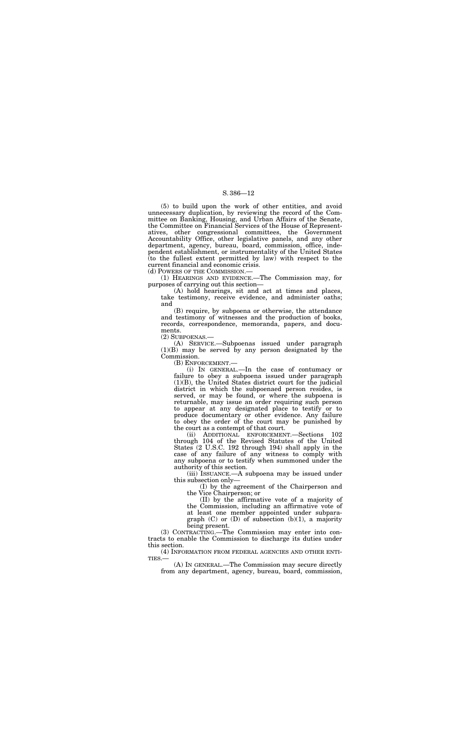(5) to build upon the work of other entities, and avoid unnecessary duplication, by reviewing the record of the Committee on Banking, Housing, and Urban Affairs of the Senate, the Committee on Financial Services of the House of Representatives, other congressional committees, the Government Accountability Office, other legislative panels, and any other department, agency, bureau, board, commission, office, independent establishment, or instrumentality of the United States (to the fullest extent permitted by law) with respect to the current financial and economic crisis.

(d) POWERS OF THE COMMISSION.—

(1) HEARINGS AND EVIDENCE.—The Commission may, for purposes of carrying out this section—

(A) hold hearings, sit and act at times and places, take testimony, receive evidence, and administer oaths; and

(B) require, by subpoena or otherwise, the attendance and testimony of witnesses and the production of books, records, correspondence, memoranda, papers, and documents.

(2) SUBPOENAS.—

(A) SERVICE.—Subpoenas issued under paragraph (1)(B) may be served by any person designated by the Commission.

(B) ENFORCEMENT.—

(i) IN GENERAL.—In the case of contumacy or failure to obey a subpoena issued under paragraph (1)(B), the United States district court for the judicial district in which the subpoenaed person resides, is served, or may be found, or where the subpoena is returnable, may issue an order requiring such person to appear at any designated place to testify or to produce documentary or other evidence. Any failure to obey the order of the court may be punished by the court as a contempt of that court.

(ii) ADDITIONAL ENFORCEMENT.—Sections 102 through 104 of the Revised Statutes of the United States (2 U.S.C. 192 through 194) shall apply in the case of any failure of any witness to comply with any subpoena or to testify when summoned under the authority of this section.

(iii) ISSUANCE.—A subpoena may be issued under this subsection only—

(I) by the agreement of the Chairperson and the Vice Chairperson; or

(II) by the affirmative vote of a majority of the Commission, including an affirmative vote of at least one member appointed under subparagraph (C) or (D) of subsection (b)(1), a majority being present.

(3) CONTRACTING.—The Commission may enter into contracts to enable the Commission to discharge its duties under this section.

(4) INFORMATION FROM FEDERAL AGENCIES AND OTHER ENTITIES.—

(A) IN GENERAL.—The Commission may secure directly from any department, agency, bureau, board, commission,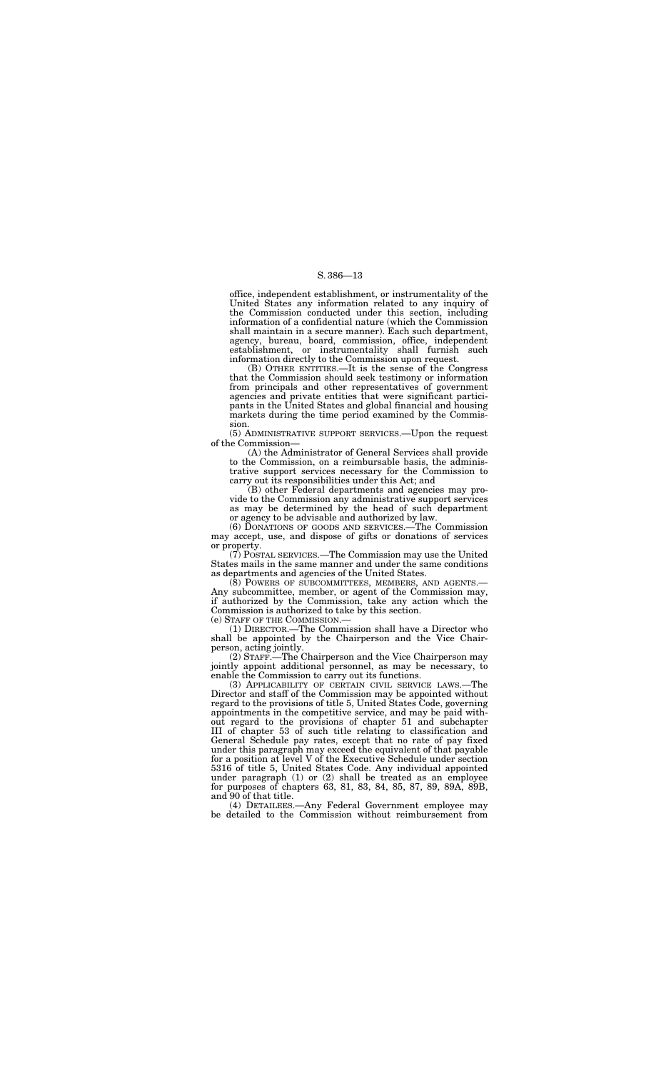office, independent establishment, or instrumentality of the United States any information related to any inquiry of the Commission conducted under this section, including information of a confidential nature (which the Commission shall maintain in a secure manner). Each such department, agency, bureau, board, commission, office, independent establishment, or instrumentality shall furnish such information directly to the Commission upon request.

(B) OTHER ENTITIES.—It is the sense of the Congress that the Commission should seek testimony or information from principals and other representatives of government agencies and private entities that were significant participants in the United States and global financial and housing markets during the time period examined by the Commission.

(5) ADMINISTRATIVE SUPPORT SERVICES.—Upon the request of the Commission—

(A) the Administrator of General Services shall provide to the Commission, on a reimbursable basis, the administrative support services necessary for the Commission to carry out its responsibilities under this Act; and

(B) other Federal departments and agencies may provide to the Commission any administrative support services as may be determined by the head of such department or agency to be advisable and authorized by law.

(6) DONATIONS OF GOODS AND SERVICES.—The Commission may accept, use, and dispose of gifts or donations of services or property.

(7) POSTAL SERVICES.—The Commission may use the United States mails in the same manner and under the same conditions as departments and agencies of the United States.

(8) POWERS OF SUBCOMMITTEES, MEMBERS, AND AGENTS.—Any subcommittee, member, or agent of the Commission may, if authorized by the Commission, take any action which the Commission is authorized to take by this section.

(e) STAFF OF THE COMMISSION.—

(1) DIRECTOR.—The Commission shall have a Director who shall be appointed by the Chairperson and the Vice Chairperson, acting jointly.

(2) STAFF.—The Chairperson and the Vice Chairperson may jointly appoint additional personnel, as may be necessary, to enable the Commission to carry out its functions.

(3) APPLICABILITY OF CERTAIN CIVIL SERVICE LAWS.—The Director and staff of the Commission may be appointed without regard to the provisions of title 5, United States Code, governing appointments in the competitive service, and may be paid without regard to the provisions of chapter 51 and subchapter III of chapter 53 of such title relating to classification and General Schedule pay rates, except that no rate of pay fixed under this paragraph may exceed the equivalent of that payable for a position at level V of the Executive Schedule under section 5316 of title 5, United States Code. Any individual appointed under paragraph (1) or (2) shall be treated as an employee for purposes of chapters 63, 81, 83, 84, 85, 87, 89, 89A, 89B, and 90 of that title.

(4) DETAILEES.—Any Federal Government employee may be detailed to the Commission without reimbursement from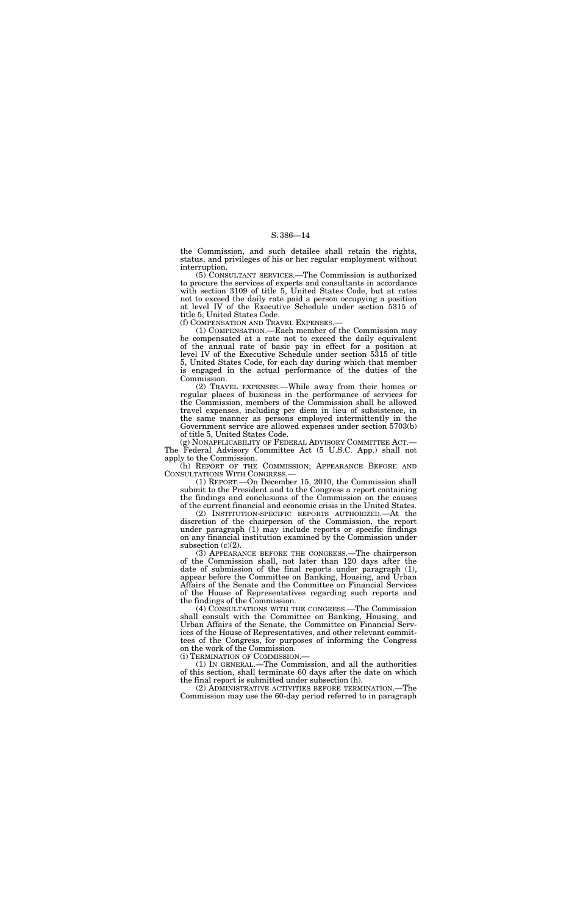the Commission, and such detailee shall retain the rights, status, and privileges of his or her regular employment without interruption.

(5) CONSULTANT SERVICES.—The Commission is authorized to procure the services of experts and consultants in accordance with section 3109 of title 5, United States Code, but at rates not to exceed the daily rate paid a person occupying a position at level IV of the Executive Schedule under section 5315 of title 5, United States Code.

(f) COMPENSATION AND TRAVEL EXPENSES.—

(1) COMPENSATION.—Each member of the Commission may be compensated at a rate not to exceed the daily equivalent of the annual rate of basic pay in effect for a position at level IV of the Executive Schedule under section 5315 of title 5, United States Code, for each day during which that member is engaged in the actual performance of the duties of the Commission.

(2) TRAVEL EXPENSES.—While away from their homes or regular places of business in the performance of services for the Commission, members of the Commission shall be allowed travel expenses, including per diem in lieu of subsistence, in the same manner as persons employed intermittently in the Government service are allowed expenses under section 5703(b) of title 5, United States Code.

(g) NONAPPLICABILITY OF FEDERAL ADVISORY COMMITTEE ACT.—The Federal Advisory Committee Act (5 U.S.C. App.) shall not apply to the Commission.

(h) REPORT OF THE COMMISSION; APPEARANCE BEFORE AND CONSULTATIONS WITH CONGRESS.—

(1) REPORT.—On December 15, 2010, the Commission shall submit to the President and to the Congress a report containing the findings and conclusions of the Commission on the causes of the current financial and economic crisis in the United States.

(2) INSTITUTION-SPECIFIC REPORTS AUTHORIZED.—At the discretion of the chairperson of the Commission, the report under paragraph (1) may include reports or specific findings on any financial institution examined by the Commission under subsection (c)(2).

(3) APPEARANCE BEFORE THE CONGRESS.—The chairperson of the Commission shall, not later than 120 days after the date of submission of the final reports under paragraph (1), appear before the Committee on Banking, Housing, and Urban Affairs of the Senate and the Committee on Financial Services of the House of Representatives regarding such reports and the findings of the Commission.

(4) CONSULTATIONS WITH THE CONGRESS.—The Commission shall consult with the Committee on Banking, Housing, and Urban Affairs of the Senate, the Committee on Financial Services of the House of Representatives, and other relevant committees of the Congress, for purposes of informing the Congress on the work of the Commission.

(i) TERMINATION OF COMMISSION.—

(1) IN GENERAL.—The Commission, and all the authorities of this section, shall terminate 60 days after the date on which the final report is submitted under subsection (h).

(2) ADMINISTRATIVE ACTIVITIES BEFORE TERMINATION.—The Commission may use the 60-day period referred to in paragraph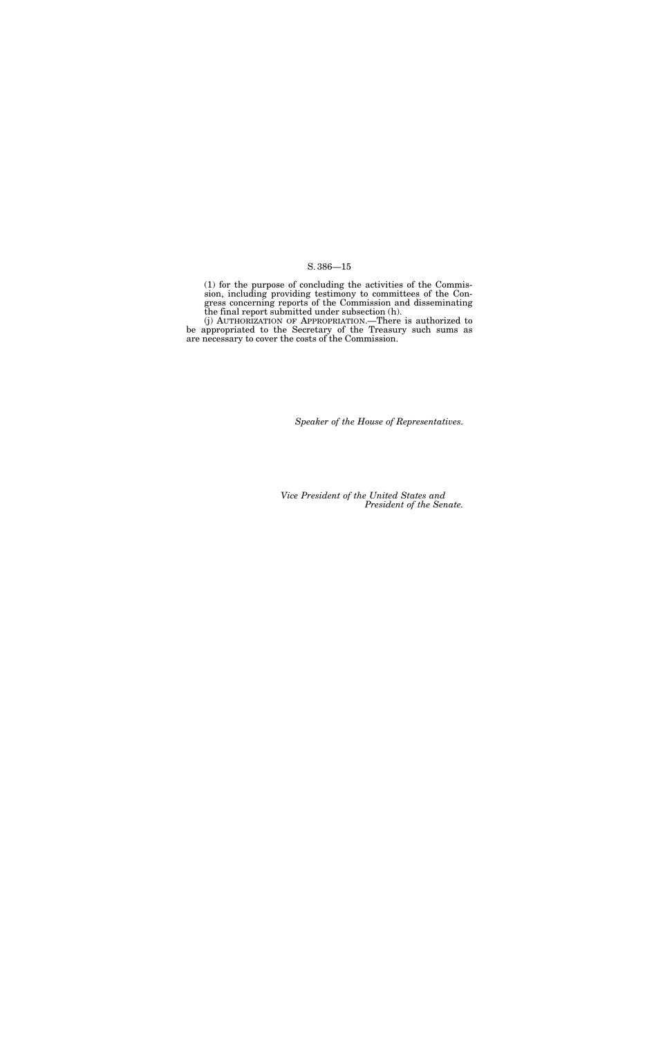(1) for the purpose of concluding the activities of the Commission, including providing testimony to committees of the Congress concerning reports of the Commission and disseminating the final report submitted under subsection (h).

(j) AUTHORIZATION OF APPROPRIATION.—There is authorized to be appropriated to the Secretary of the Treasury such sums as are necessary to cover the costs of the Commission.

*Speaker of the House of Representatives.*

*Vice President of the United States and President of the Senate.*